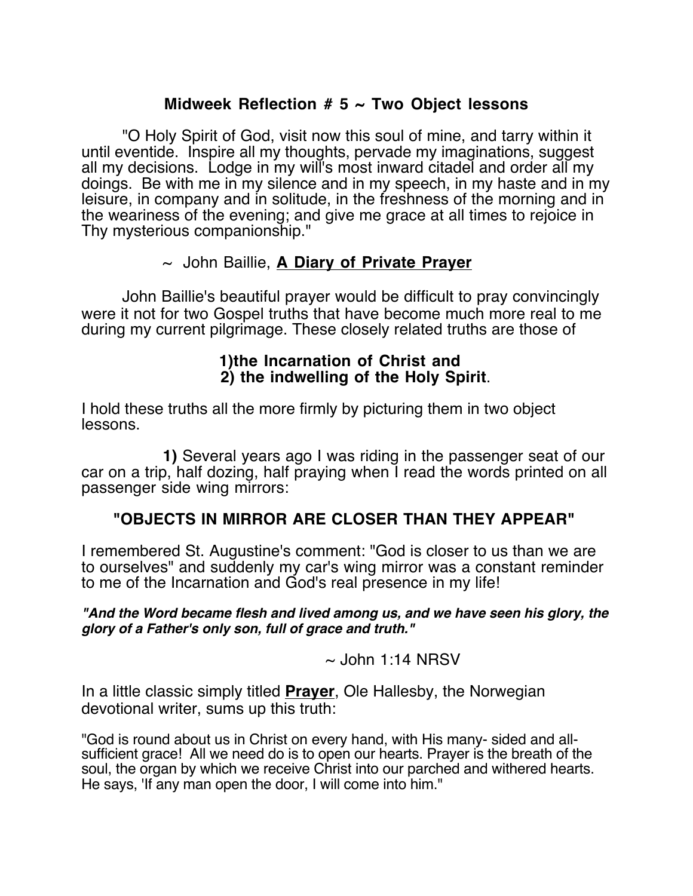## Midweek Reflection # 5 ~ Two Object lessons

"O Holy Spirit of God, visit now this soul of mine, and tarry within it until eventide. Inspire all my thoughts, pervade my imaginations, suggest all my decisions. Lodge in my will's most inward citadel and order all my doings. Be with me in my silence and in my speech, in my haste and in my leisure, in company and in solitude, in the freshness of the morning and in the weariness of the evening; and give me grace at all times to rejoice in Thy mysterious companionship."

~ John Baillie, **A Diary of Private Prayer**

John Baillie's beautiful prayer would be difficult to pray convincingly were it not for two Gospel truths that have become much more real to me during my current pilgrimage. These closely related truths are those of

**1)the Incarnation of Christ and**
**2) the indwelling of the Holy Spirit**.

I hold these truths all the more firmly by picturing them in two object lessons.

**1)** Several years ago I was riding in the passenger seat of our car on a trip, half dozing, half praying when I read the words printed on all passenger side wing mirrors:

**"OBJECTS IN MIRROR ARE CLOSER THAN THEY APPEAR"**

I remembered St. Augustine's comment: "God is closer to us than we are to ourselves" and suddenly my car's wing mirror was a constant reminder to me of the Incarnation and God's real presence in my life!

***"And the Word became flesh and lived among us, and we have seen his glory, the glory of a Father's only son, full of grace and truth."***

~ John 1:14 NRSV

In a little classic simply titled **Prayer**, Ole Hallesby, the Norwegian devotional writer, sums up this truth:

"God is round about us in Christ on every hand, with His many- sided and all-sufficient grace! All we need do is to open our hearts. Prayer is the breath of the soul, the organ by which we receive Christ into our parched and withered hearts. He says, 'If any man open the door, I will come into him."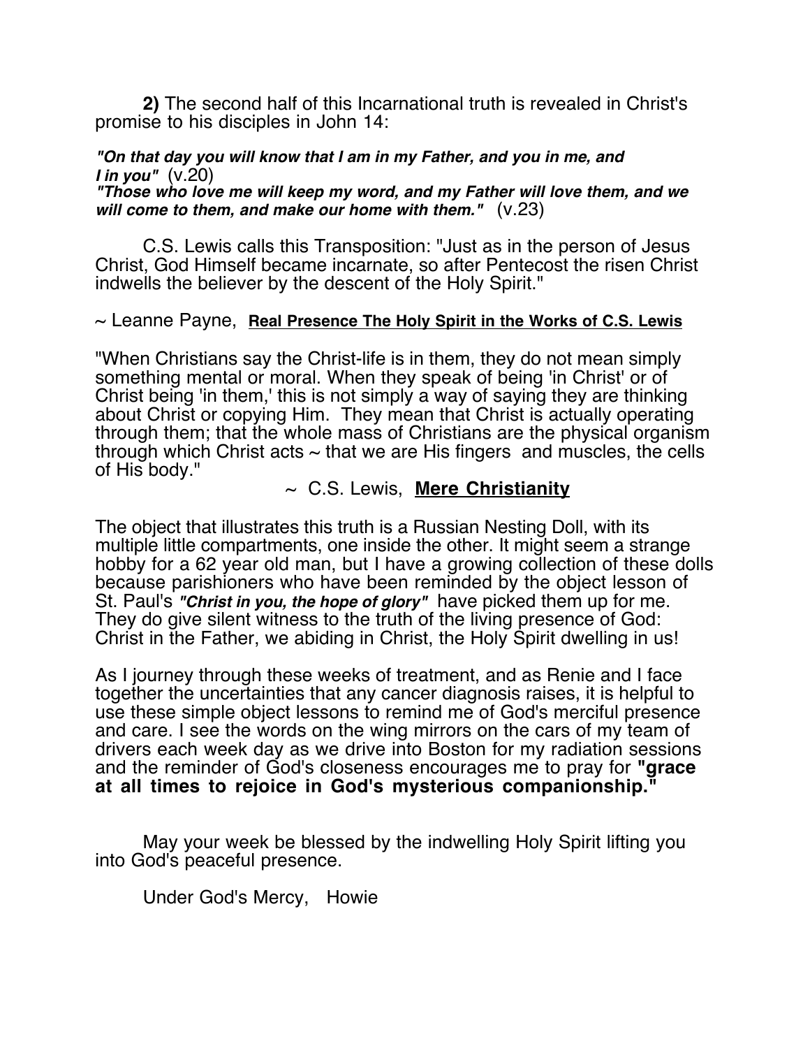**2)** The second half of this Incarnational truth is revealed in Christ's promise to his disciples in John 14:

***"On that day you will know that I am in my Father, and you in me, and I in you"*** (v.20)
***"Those who love me will keep my word, and my Father will love them, and we will come to them, and make our home with them."*** (v.23)

C.S. Lewis calls this Transposition: "Just as in the person of Jesus Christ, God Himself became incarnate, so after Pentecost the risen Christ indwells the believer by the descent of the Holy Spirit."

~ Leanne Payne, **Real Presence The Holy Spirit in the Works of C.S. Lewis**

"When Christians say the Christ-life is in them, they do not mean simply something mental or moral. When they speak of being 'in Christ' or of Christ being 'in them,' this is not simply a way of saying they are thinking about Christ or copying Him. They mean that Christ is actually operating through them; that the whole mass of Christians are the physical organism through which Christ acts ~ that we are His fingers and muscles, the cells of His body."

~ C.S. Lewis, **Mere Christianity**

The object that illustrates this truth is a Russian Nesting Doll, with its multiple little compartments, one inside the other. It might seem a strange hobby for a 62 year old man, but I have a growing collection of these dolls because parishioners who have been reminded by the object lesson of St. Paul's ***"Christ in you, the hope of glory"*** have picked them up for me. They do give silent witness to the truth of the living presence of God: Christ in the Father, we abiding in Christ, the Holy Spirit dwelling in us!

As I journey through these weeks of treatment, and as Renie and I face together the uncertainties that any cancer diagnosis raises, it is helpful to use these simple object lessons to remind me of God's merciful presence and care. I see the words on the wing mirrors on the cars of my team of drivers each week day as we drive into Boston for my radiation sessions and the reminder of God's closeness encourages me to pray for **"grace at all times to rejoice in God's mysterious companionship."**

May your week be blessed by the indwelling Holy Spirit lifting you into God's peaceful presence.

Under God's Mercy, Howie